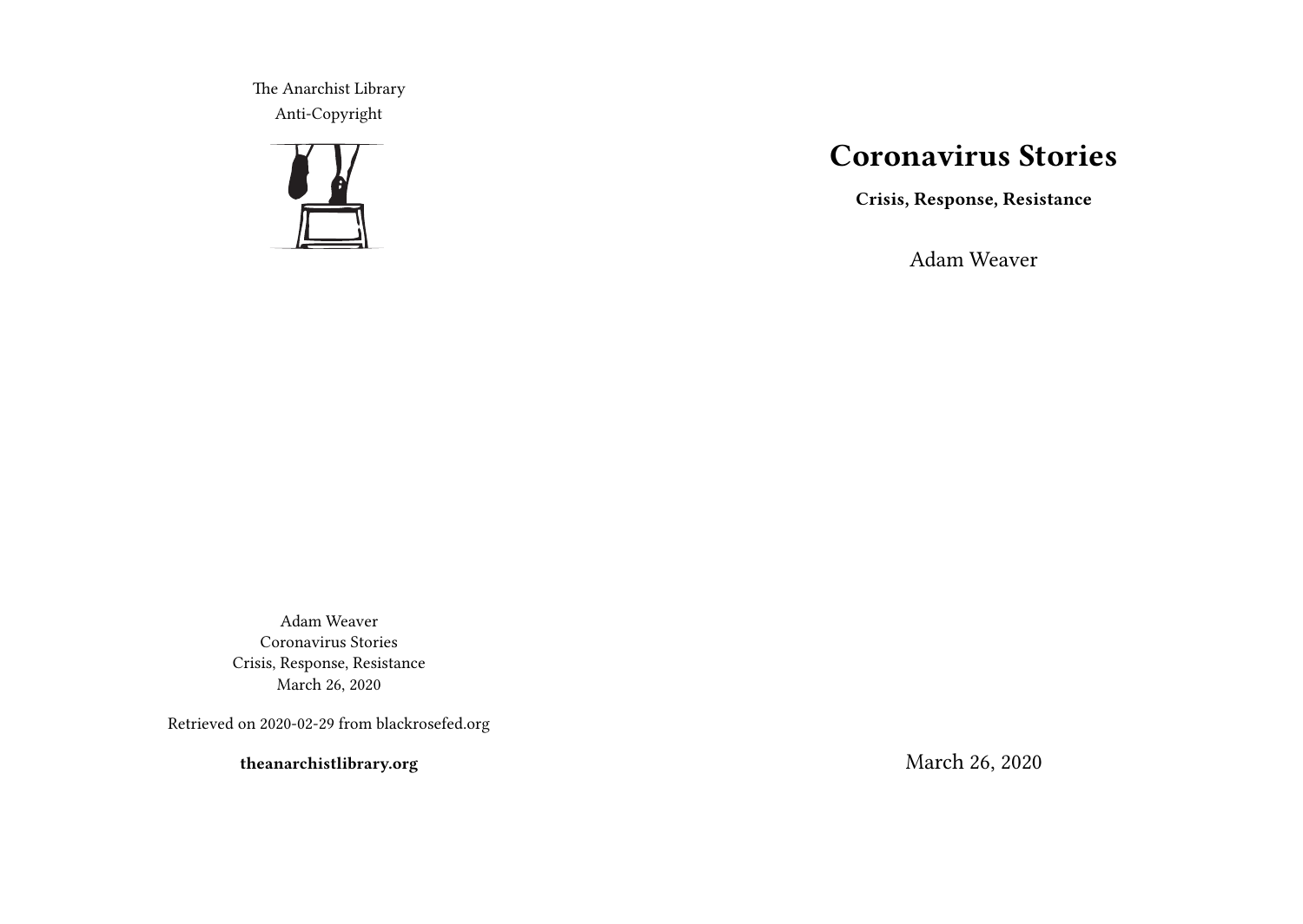# Coronavirus Stories

**Crisis, Response, Resistance**

Adam Weaver

March 26, 2020

The Anarchist Library
Anti-Copyright

Adam Weaver
Coronavirus Stories
Crisis, Response, Resistance
March 26, 2020

Retrieved on 2020-02-29 from blackrosefed.org

**theanarchistlibrary.org**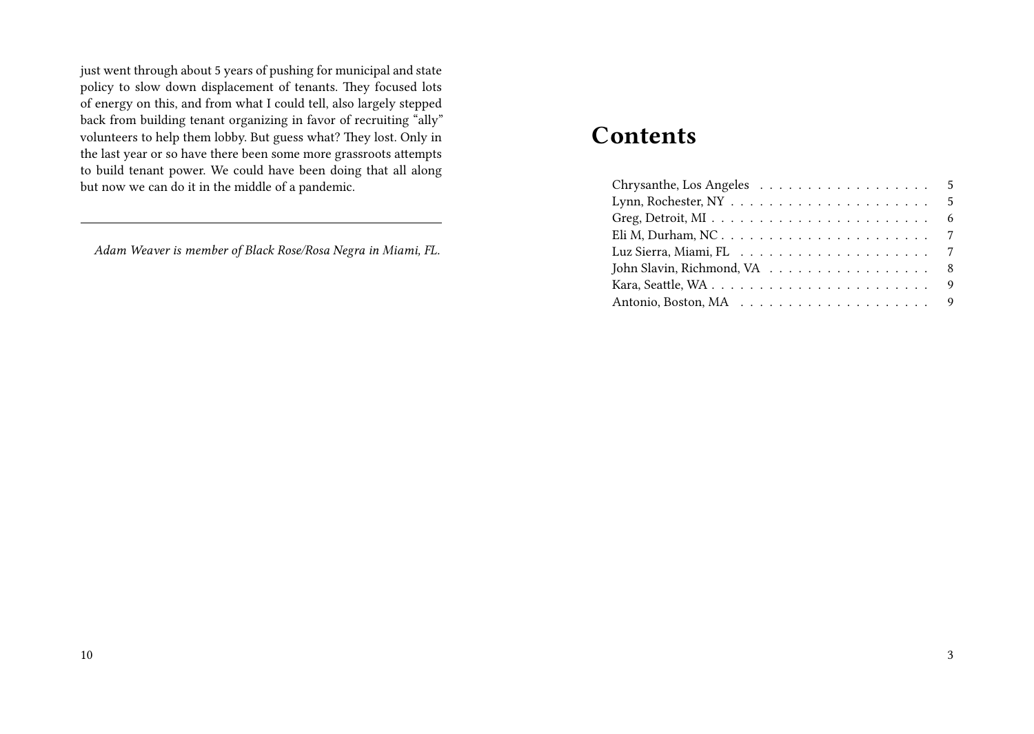just went through about 5 years of pushing for municipal and state policy to slow down displacement of tenants. They focused lots of energy on this, and from what I could tell, also largely stepped back from building tenant organizing in favor of recruiting "ally" volunteers to help them lobby. But guess what? They lost. Only in the last year or so have there been some more grassroots attempts to build tenant power. We could have been doing that all along but now we can do it in the middle of a pandemic.

---

*Adam Weaver is member of Black Rose/Rosa Negra in Miami, FL.*

# Contents

- Chrysanthe, Los Angeles . . . . . . . . . . . . . . . . . . 5
- Lynn, Rochester, NY . . . . . . . . . . . . . . . . . . . . 5
- Greg, Detroit, MI . . . . . . . . . . . . . . . . . . . . . 6
- Eli M, Durham, NC . . . . . . . . . . . . . . . . . . . . . 7
- Luz Sierra, Miami, FL . . . . . . . . . . . . . . . . . . . 7
- John Slavin, Richmond, VA . . . . . . . . . . . . . . . . . 8
- Kara, Seattle, WA . . . . . . . . . . . . . . . . . . . . . 9
- Antonio, Boston, MA . . . . . . . . . . . . . . . . . . . 9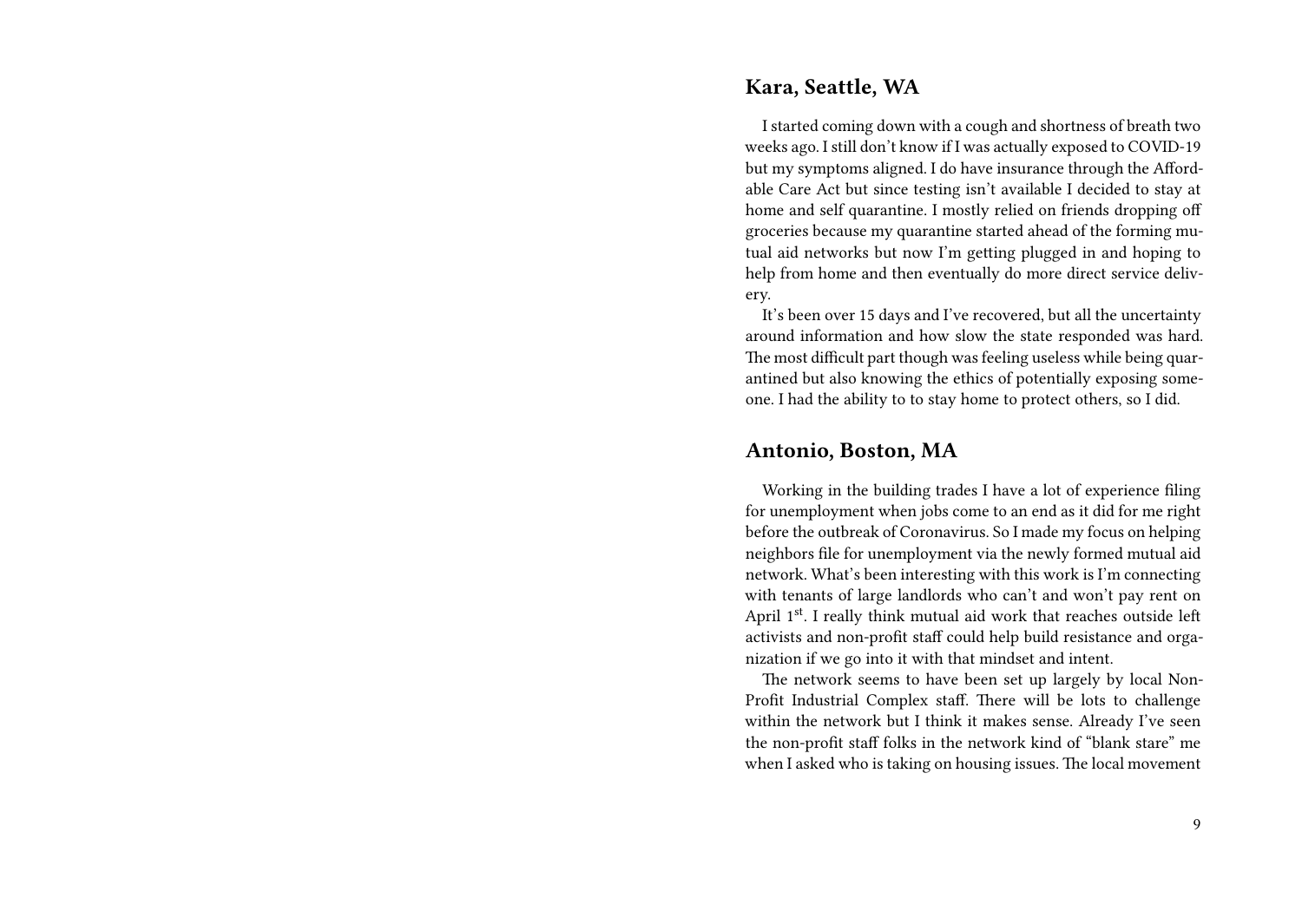## Kara, Seattle, WA

I started coming down with a cough and shortness of breath two weeks ago. I still don't know if I was actually exposed to COVID-19 but my symptoms aligned. I do have insurance through the Affordable Care Act but since testing isn't available I decided to stay at home and self quarantine. I mostly relied on friends dropping off groceries because my quarantine started ahead of the forming mutual aid networks but now I'm getting plugged in and hoping to help from home and then eventually do more direct service delivery.

It's been over 15 days and I've recovered, but all the uncertainty around information and how slow the state responded was hard. The most difficult part though was feeling useless while being quarantined but also knowing the ethics of potentially exposing someone. I had the ability to to stay home to protect others, so I did.

## Antonio, Boston, MA

Working in the building trades I have a lot of experience filing for unemployment when jobs come to an end as it did for me right before the outbreak of Coronavirus. So I made my focus on helping neighbors file for unemployment via the newly formed mutual aid network. What's been interesting with this work is I'm connecting with tenants of large landlords who can't and won't pay rent on April 1st. I really think mutual aid work that reaches outside left activists and non-profit staff could help build resistance and organization if we go into it with that mindset and intent.

The network seems to have been set up largely by local Non-Profit Industrial Complex staff. There will be lots to challenge within the network but I think it makes sense. Already I've seen the non-profit staff folks in the network kind of "blank stare" me when I asked who is taking on housing issues. The local movement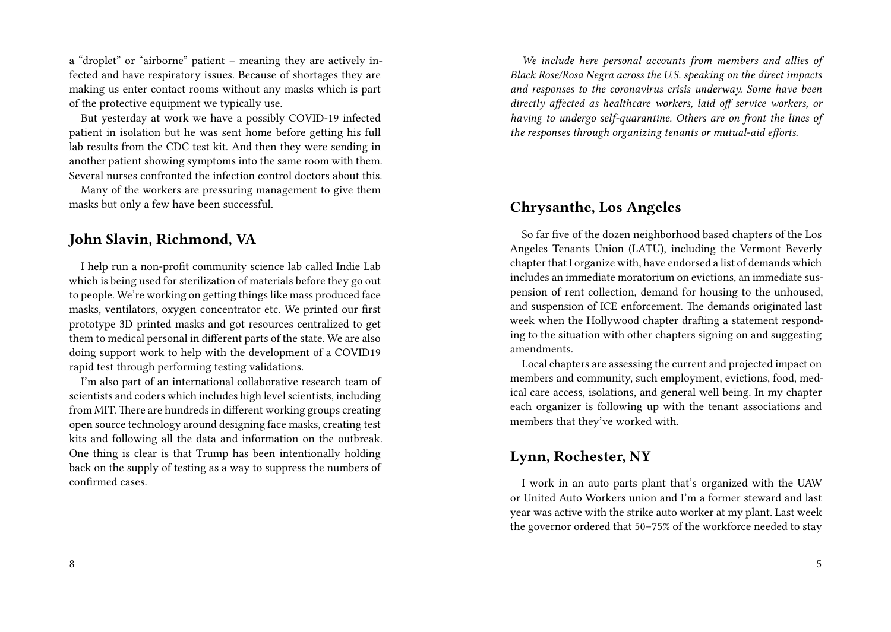a "droplet" or "airborne" patient – meaning they are actively infected and have respiratory issues. Because of shortages they are making us enter contact rooms without any masks which is part of the protective equipment we typically use.

But yesterday at work we have a possibly COVID-19 infected patient in isolation but he was sent home before getting his full lab results from the CDC test kit. And then they were sending in another patient showing symptoms into the same room with them. Several nurses confronted the infection control doctors about this.

Many of the workers are pressuring management to give them masks but only a few have been successful.

## John Slavin, Richmond, VA

I help run a non-profit community science lab called Indie Lab which is being used for sterilization of materials before they go out to people. We're working on getting things like mass produced face masks, ventilators, oxygen concentrator etc. We printed our first prototype 3D printed masks and got resources centralized to get them to medical personal in different parts of the state. We are also doing support work to help with the development of a COVID19 rapid test through performing testing validations.

I'm also part of an international collaborative research team of scientists and coders which includes high level scientists, including from MIT. There are hundreds in different working groups creating open source technology around designing face masks, creating test kits and following all the data and information on the outbreak. One thing is clear is that Trump has been intentionally holding back on the supply of testing as a way to suppress the numbers of confirmed cases.

*We include here personal accounts from members and allies of Black Rose/Rosa Negra across the U.S. speaking on the direct impacts and responses to the coronavirus crisis underway. Some have been directly affected as healthcare workers, laid off service workers, or having to undergo self-quarantine. Others are on front the lines of the responses through organizing tenants or mutual-aid efforts.*

---

## Chrysanthe, Los Angeles

So far five of the dozen neighborhood based chapters of the Los Angeles Tenants Union (LATU), including the Vermont Beverly chapter that I organize with, have endorsed a list of demands which includes an immediate moratorium on evictions, an immediate suspension of rent collection, demand for housing to the unhoused, and suspension of ICE enforcement. The demands originated last week when the Hollywood chapter drafting a statement responding to the situation with other chapters signing on and suggesting amendments.

Local chapters are assessing the current and projected impact on members and community, such employment, evictions, food, medical care access, isolations, and general well being. In my chapter each organizer is following up with the tenant associations and members that they've worked with.

## Lynn, Rochester, NY

I work in an auto parts plant that's organized with the UAW or United Auto Workers union and I'm a former steward and last year was active with the strike auto worker at my plant. Last week the governor ordered that 50–75% of the workforce needed to stay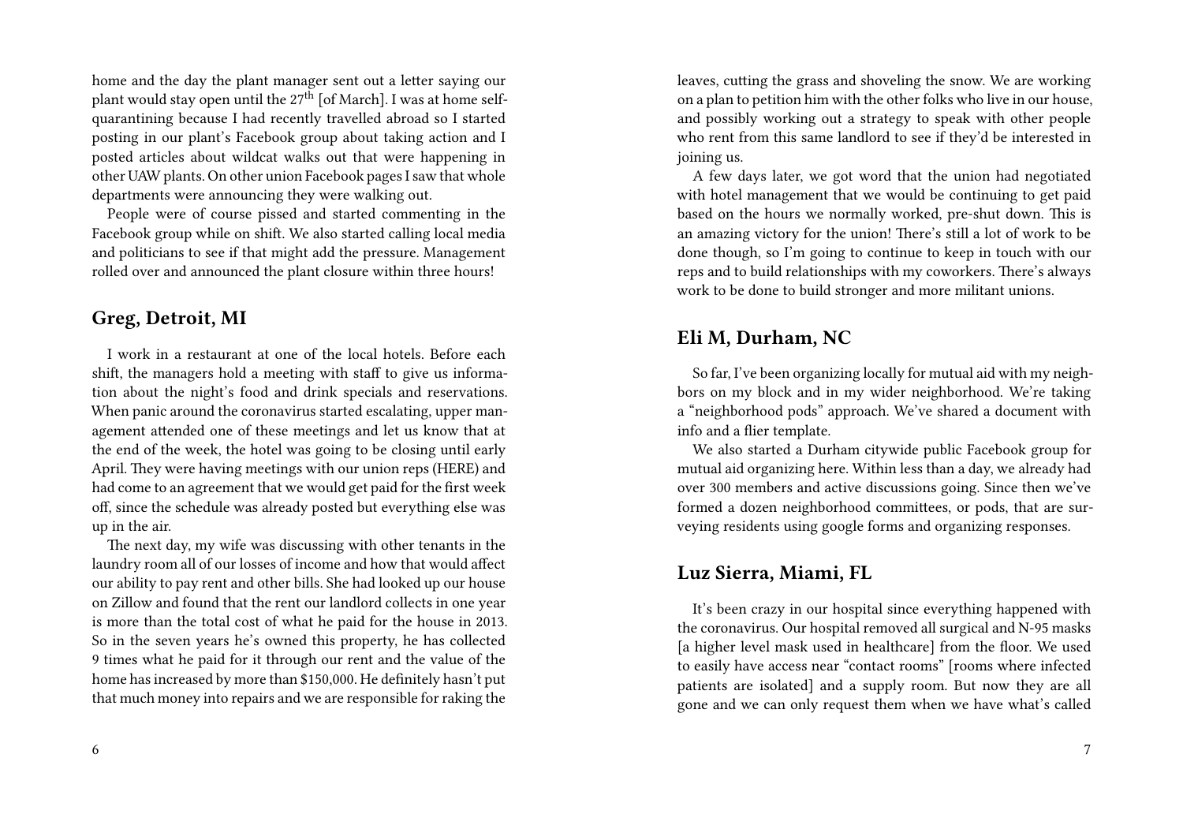home and the day the plant manager sent out a letter saying our plant would stay open until the 27th [of March]. I was at home self-quarantining because I had recently travelled abroad so I started posting in our plant's Facebook group about taking action and I posted articles about wildcat walks out that were happening in other UAW plants. On other union Facebook pages I saw that whole departments were announcing they were walking out.

People were of course pissed and started commenting in the Facebook group while on shift. We also started calling local media and politicians to see if that might add the pressure. Management rolled over and announced the plant closure within three hours!

## Greg, Detroit, MI

I work in a restaurant at one of the local hotels. Before each shift, the managers hold a meeting with staff to give us information about the night's food and drink specials and reservations. When panic around the coronavirus started escalating, upper management attended one of these meetings and let us know that at the end of the week, the hotel was going to be closing until early April. They were having meetings with our union reps (HERE) and had come to an agreement that we would get paid for the first week off, since the schedule was already posted but everything else was up in the air.

The next day, my wife was discussing with other tenants in the laundry room all of our losses of income and how that would affect our ability to pay rent and other bills. She had looked up our house on Zillow and found that the rent our landlord collects in one year is more than the total cost of what he paid for the house in 2013. So in the seven years he's owned this property, he has collected 9 times what he paid for it through our rent and the value of the home has increased by more than $150,000. He definitely hasn't put that much money into repairs and we are responsible for raking the leaves, cutting the grass and shoveling the snow. We are working on a plan to petition him with the other folks who live in our house, and possibly working out a strategy to speak with other people who rent from this same landlord to see if they'd be interested in joining us.

A few days later, we got word that the union had negotiated with hotel management that we would be continuing to get paid based on the hours we normally worked, pre-shut down. This is an amazing victory for the union! There's still a lot of work to be done though, so I'm going to continue to keep in touch with our reps and to build relationships with my coworkers. There's always work to be done to build stronger and more militant unions.

## Eli M, Durham, NC

So far, I've been organizing locally for mutual aid with my neighbors on my block and in my wider neighborhood. We're taking a "neighborhood pods" approach. We've shared a document with info and a flier template.

We also started a Durham citywide public Facebook group for mutual aid organizing here. Within less than a day, we already had over 300 members and active discussions going. Since then we've formed a dozen neighborhood committees, or pods, that are surveying residents using google forms and organizing responses.

## Luz Sierra, Miami, FL

It's been crazy in our hospital since everything happened with the coronavirus. Our hospital removed all surgical and N-95 masks [a higher level mask used in healthcare] from the floor. We used to easily have access near "contact rooms" [rooms where infected patients are isolated] and a supply room. But now they are all gone and we can only request them when we have what's called